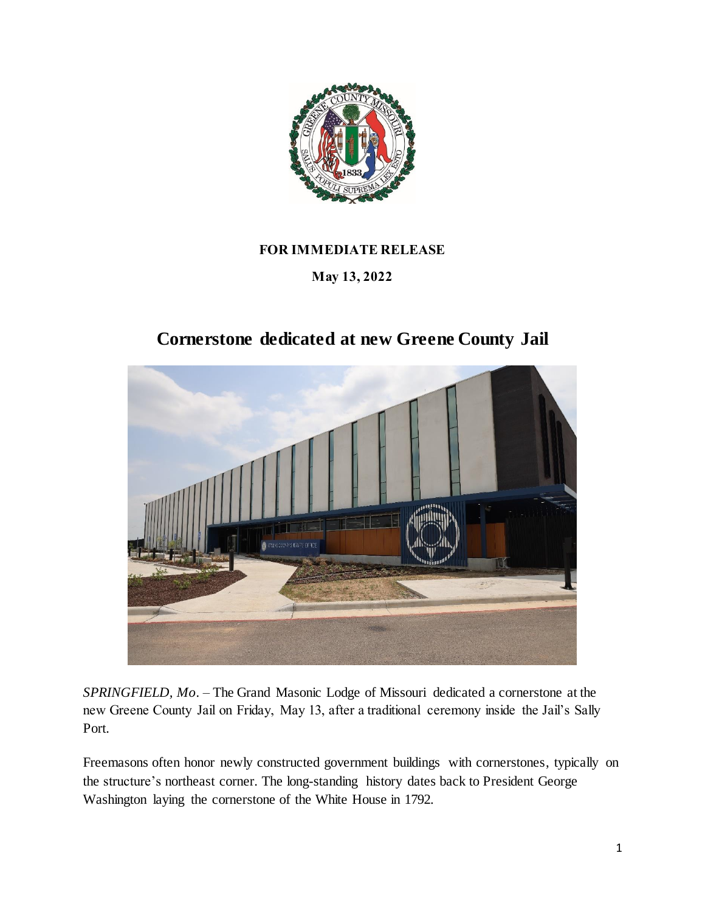**FOR IMMEDIATE RELEASE**

**May 13, 2022**

# Cornerstone dedicated at new Greene County Jail

*SPRINGFIELD, Mo*. – The Grand Masonic Lodge of Missouri dedicated a cornerstone at the new Greene County Jail on Friday, May 13, after a traditional ceremony inside the Jail's Sally Port.

Freemasons often honor newly constructed government buildings with cornerstones, typically on the structure's northeast corner. The long-standing history dates back to President George Washington laying the cornerstone of the White House in 1792.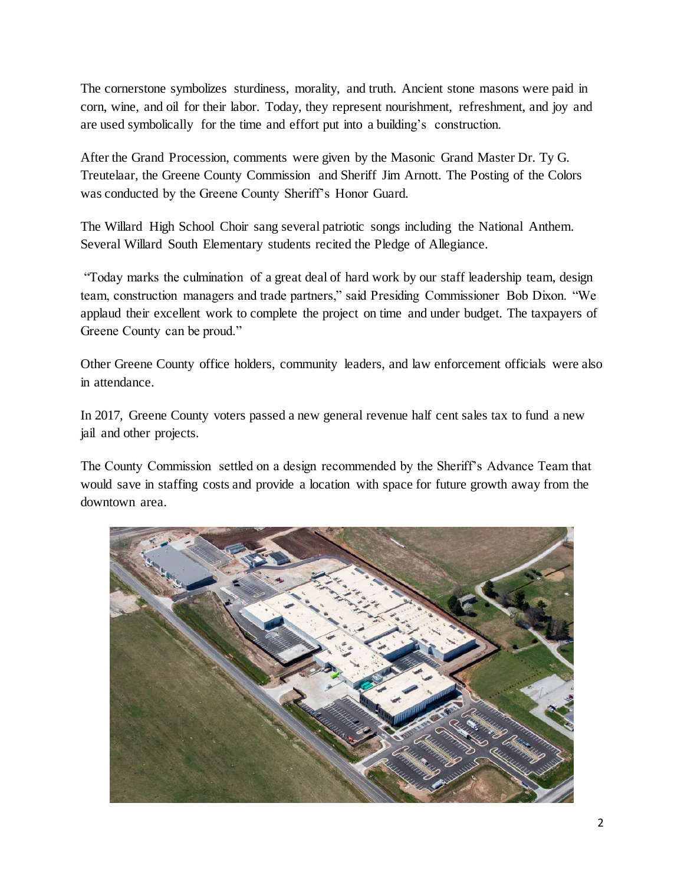The cornerstone symbolizes sturdiness, morality, and truth. Ancient stone masons were paid in corn, wine, and oil for their labor. Today, they represent nourishment, refreshment, and joy and are used symbolically for the time and effort put into a building's construction.

After the Grand Procession, comments were given by the Masonic Grand Master Dr. Ty G. Treutelaar, the Greene County Commission and Sheriff Jim Arnott. The Posting of the Colors was conducted by the Greene County Sheriff's Honor Guard.

The Willard High School Choir sang several patriotic songs including the National Anthem. Several Willard South Elementary students recited the Pledge of Allegiance.

"Today marks the culmination of a great deal of hard work by our staff leadership team, design team, construction managers and trade partners," said Presiding Commissioner Bob Dixon. "We applaud their excellent work to complete the project on time and under budget. The taxpayers of Greene County can be proud."

Other Greene County office holders, community leaders, and law enforcement officials were also in attendance.

In 2017, Greene County voters passed a new general revenue half cent sales tax to fund a new jail and other projects.

The County Commission settled on a design recommended by the Sheriff's Advance Team that would save in staffing costs and provide a location with space for future growth away from the downtown area.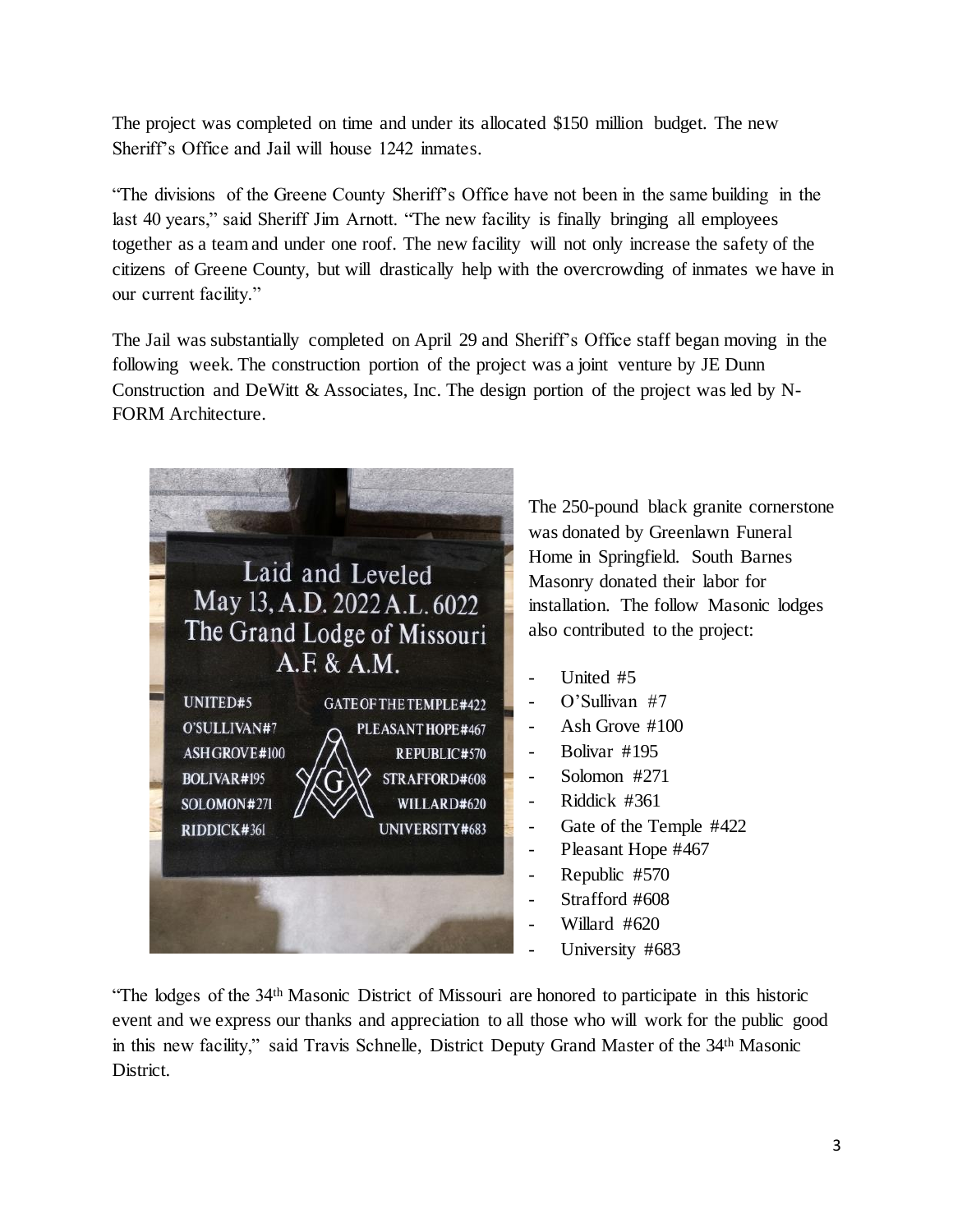The project was completed on time and under its allocated $150 million budget. The new Sheriff's Office and Jail will house 1242 inmates.

"The divisions of the Greene County Sheriff's Office have not been in the same building in the last 40 years," said Sheriff Jim Arnott. "The new facility is finally bringing all employees together as a team and under one roof. The new facility will not only increase the safety of the citizens of Greene County, but will drastically help with the overcrowding of inmates we have in our current facility."

The Jail was substantially completed on April 29 and Sheriff's Office staff began moving in the following week. The construction portion of the project was a joint venture by JE Dunn Construction and DeWitt & Associates, Inc. The design portion of the project was led by N-FORM Architecture.

The 250-pound black granite cornerstone was donated by Greenlawn Funeral Home in Springfield. South Barnes Masonry donated their labor for installation. The follow Masonic lodges also contributed to the project:

- United #5
- O'Sullivan #7
- Ash Grove #100
- Bolivar #195
- Solomon #271
- Riddick #361
- Gate of the Temple #422
- Pleasant Hope #467
- Republic #570
- Strafford #608
- Willard #620
- University #683

"The lodges of the 34th Masonic District of Missouri are honored to participate in this historic event and we express our thanks and appreciation to all those who will work for the public good in this new facility," said Travis Schnelle, District Deputy Grand Master of the 34th Masonic District.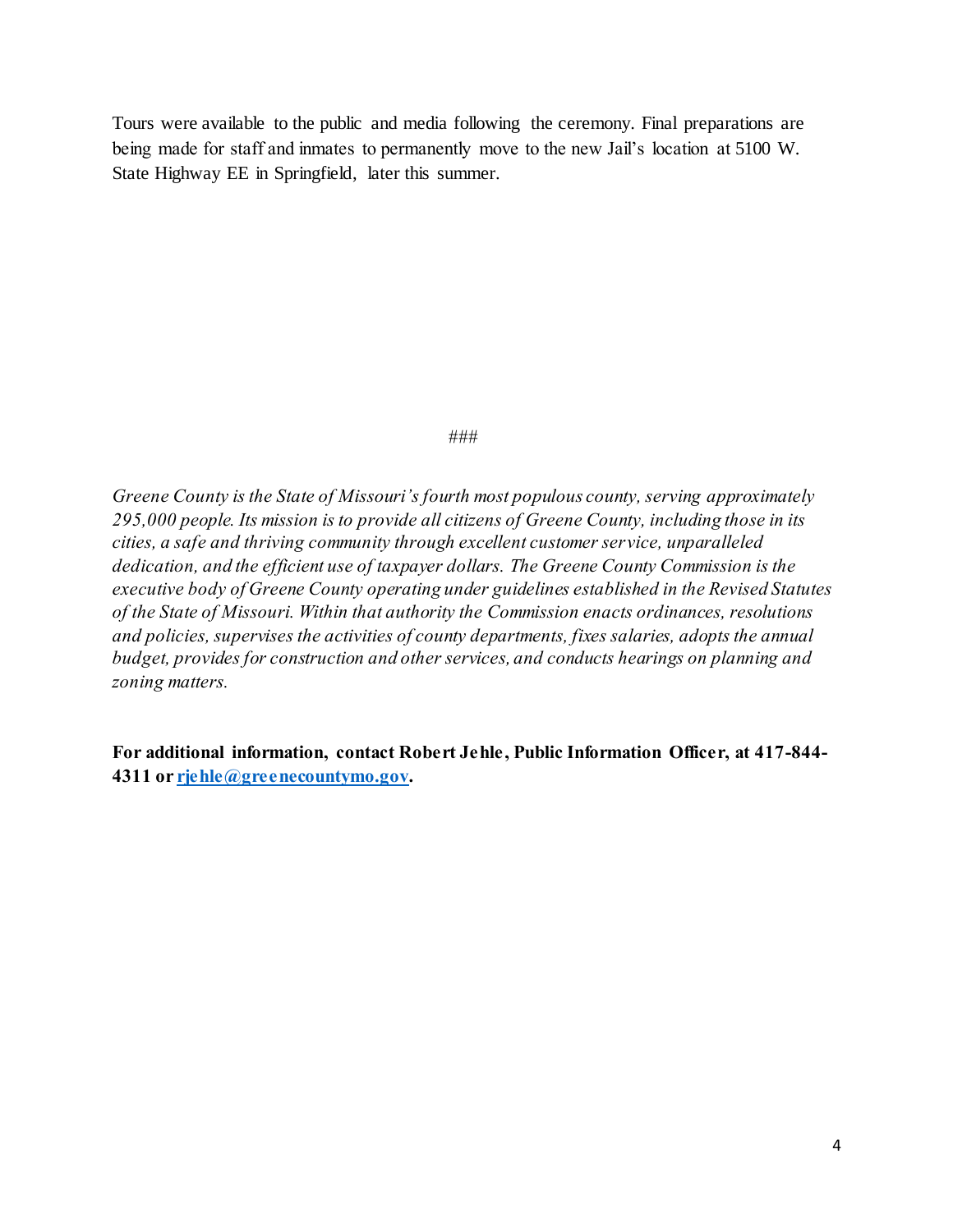Tours were available to the public and media following the ceremony. Final preparations are being made for staff and inmates to permanently move to the new Jail's location at 5100 W. State Highway EE in Springfield, later this summer.

###

*Greene County is the State of Missouri's fourth most populous county, serving approximately 295,000 people. Its mission is to provide all citizens of Greene County, including those in its cities, a safe and thriving community through excellent customer service, unparalleled dedication, and the efficient use of taxpayer dollars. The Greene County Commission is the executive body of Greene County operating under guidelines established in the Revised Statutes of the State of Missouri. Within that authority the Commission enacts ordinances, resolutions and policies, supervises the activities of county departments, fixes salaries, adopts the annual budget, provides for construction and other services, and conducts hearings on planning and zoning matters.*

**For additional information, contact Robert Jehle, Public Information Officer, at 417-844-4311 or [rjehle@greenecountymo.gov](mailto:rjehle@greenecountymo.gov).**